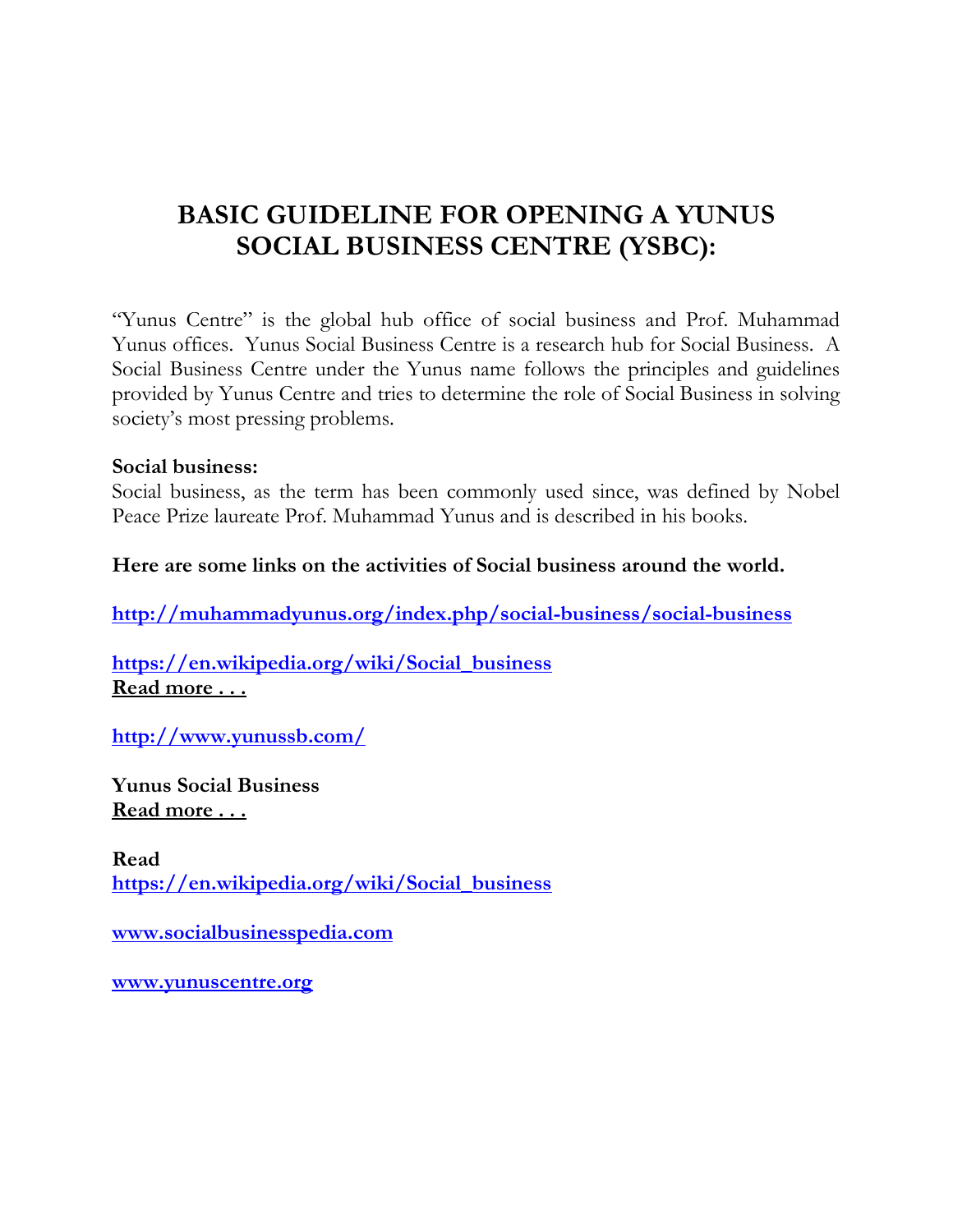# BASIC GUIDELINE FOR OPENING A YUNUS SOCIAL BUSINESS CENTRE (YSBC):

"Yunus Centre" is the global hub office of social business and Prof. Muhammad Yunus offices. Yunus Social Business Centre is a research hub for Social Business. A Social Business Centre under the Yunus name follows the principles and guidelines provided by Yunus Centre and tries to determine the role of Social Business in solving society's most pressing problems.

**Social business:**
Social business, as the term has been commonly used since, was defined by Nobel Peace Prize laureate Prof. Muhammad Yunus and is described in his books.

**Here are some links on the activities of Social business around the world.**

http://muhammadyunus.org/index.php/social-business/social-business

https://en.wikipedia.org/wiki/Social_business
**Read more . . .**

http://www.yunussb.com/

**Yunus Social Business**
**Read more . . .**

**Read**
https://en.wikipedia.org/wiki/Social_business

www.socialbusinesspedia.com

www.yunuscentre.org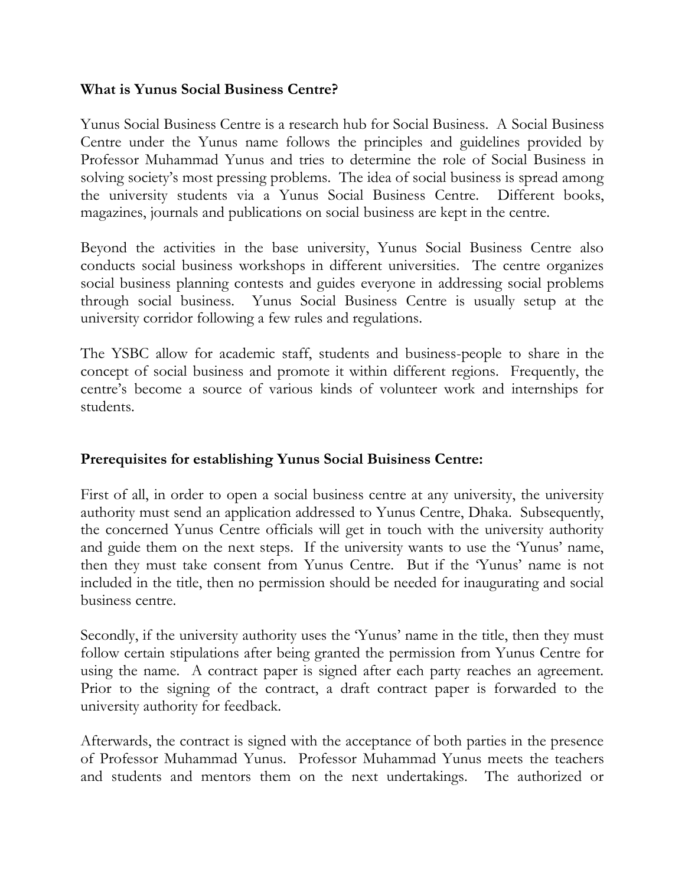**What is Yunus Social Business Centre?**

Yunus Social Business Centre is a research hub for Social Business. A Social Business Centre under the Yunus name follows the principles and guidelines provided by Professor Muhammad Yunus and tries to determine the role of Social Business in solving society's most pressing problems. The idea of social business is spread among the university students via a Yunus Social Business Centre. Different books, magazines, journals and publications on social business are kept in the centre.

Beyond the activities in the base university, Yunus Social Business Centre also conducts social business workshops in different universities. The centre organizes social business planning contests and guides everyone in addressing social problems through social business. Yunus Social Business Centre is usually setup at the university corridor following a few rules and regulations.

The YSBC allow for academic staff, students and business-people to share in the concept of social business and promote it within different regions. Frequently, the centre's become a source of various kinds of volunteer work and internships for students.

**Prerequisites for establishing Yunus Social Buisiness Centre:**

First of all, in order to open a social business centre at any university, the university authority must send an application addressed to Yunus Centre, Dhaka. Subsequently, the concerned Yunus Centre officials will get in touch with the university authority and guide them on the next steps. If the university wants to use the 'Yunus' name, then they must take consent from Yunus Centre. But if the 'Yunus' name is not included in the title, then no permission should be needed for inaugurating and social business centre.

Secondly, if the university authority uses the 'Yunus' name in the title, then they must follow certain stipulations after being granted the permission from Yunus Centre for using the name. A contract paper is signed after each party reaches an agreement. Prior to the signing of the contract, a draft contract paper is forwarded to the university authority for feedback.

Afterwards, the contract is signed with the acceptance of both parties in the presence of Professor Muhammad Yunus. Professor Muhammad Yunus meets the teachers and students and mentors them on the next undertakings. The authorized or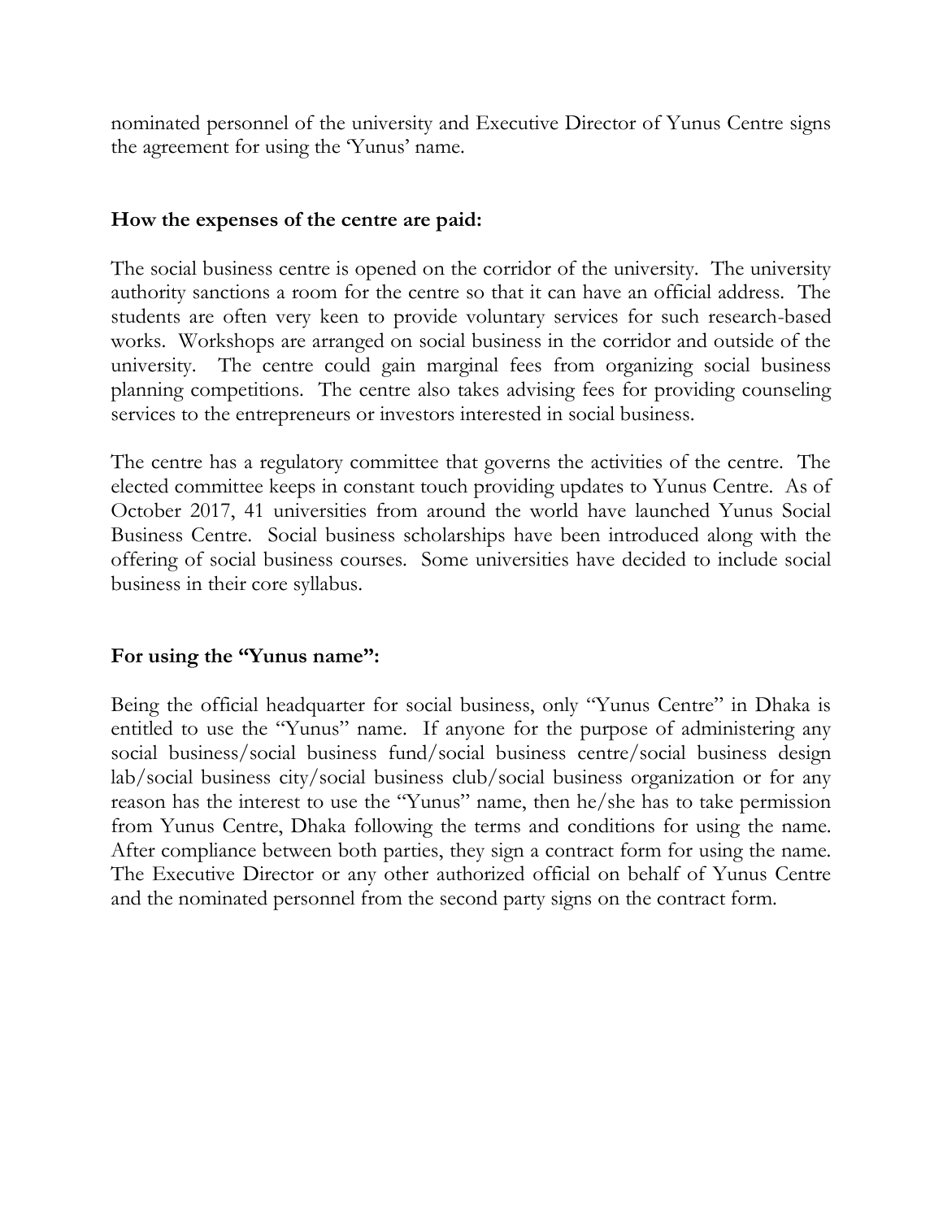nominated personnel of the university and Executive Director of Yunus Centre signs the agreement for using the 'Yunus' name.

**How the expenses of the centre are paid:**

The social business centre is opened on the corridor of the university. The university authority sanctions a room for the centre so that it can have an official address. The students are often very keen to provide voluntary services for such research-based works. Workshops are arranged on social business in the corridor and outside of the university. The centre could gain marginal fees from organizing social business planning competitions. The centre also takes advising fees for providing counseling services to the entrepreneurs or investors interested in social business.

The centre has a regulatory committee that governs the activities of the centre. The elected committee keeps in constant touch providing updates to Yunus Centre. As of October 2017, 41 universities from around the world have launched Yunus Social Business Centre. Social business scholarships have been introduced along with the offering of social business courses. Some universities have decided to include social business in their core syllabus.

**For using the "Yunus name":**

Being the official headquarter for social business, only "Yunus Centre" in Dhaka is entitled to use the "Yunus" name. If anyone for the purpose of administering any social business/social business fund/social business centre/social business design lab/social business city/social business club/social business organization or for any reason has the interest to use the "Yunus" name, then he/she has to take permission from Yunus Centre, Dhaka following the terms and conditions for using the name. After compliance between both parties, they sign a contract form for using the name. The Executive Director or any other authorized official on behalf of Yunus Centre and the nominated personnel from the second party signs on the contract form.